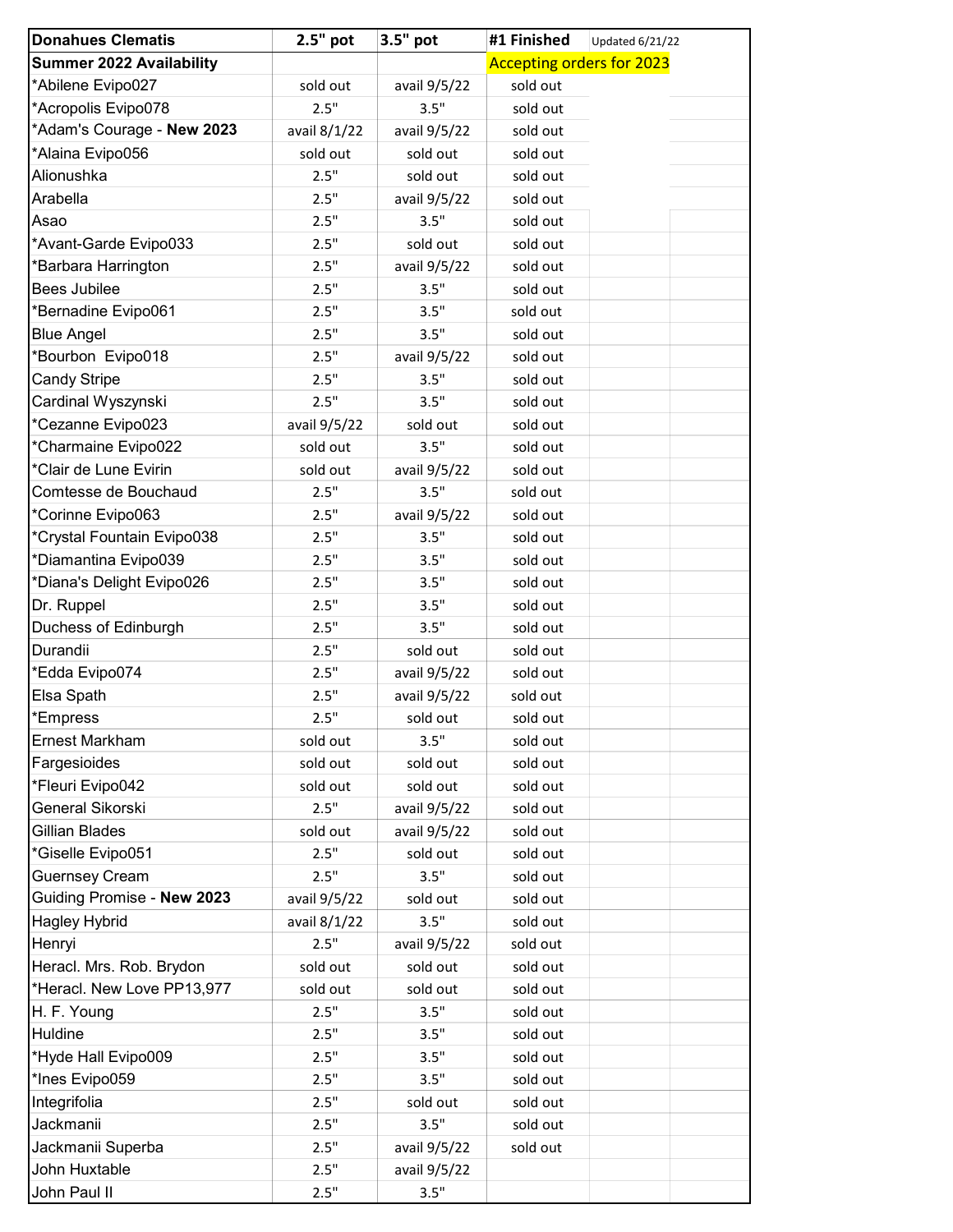| Donahues Clematis | 2.5" pot | 3.5" pot | #1 Finished | Updated 6/21/22 |
|---|---|---|---|---|
| Summer 2022 Availability | | | Accepting orders for 2023 | |
| *Abilene Evipo027 | sold out | avail 9/5/22 | sold out | |
| *Acropolis Evipo078 | 2.5" | 3.5" | sold out | |
| *Adam's Courage - **New 2023** | avail 8/1/22 | avail 9/5/22 | sold out | |
| *Alaina Evipo056 | sold out | sold out | sold out | |
| Alionushka | 2.5" | sold out | sold out | |
| Arabella | 2.5" | avail 9/5/22 | sold out | |
| Asao | 2.5" | 3.5" | sold out | |
| *Avant-Garde Evipo033 | 2.5" | sold out | sold out | |
| *Barbara Harrington | 2.5" | avail 9/5/22 | sold out | |
| Bees Jubilee | 2.5" | 3.5" | sold out | |
| *Bernadine Evipo061 | 2.5" | 3.5" | sold out | |
| Blue Angel | 2.5" | 3.5" | sold out | |
| *Bourbon Evipo018 | 2.5" | avail 9/5/22 | sold out | |
| Candy Stripe | 2.5" | 3.5" | sold out | |
| Cardinal Wyszynski | 2.5" | 3.5" | sold out | |
| *Cezanne Evipo023 | avail 9/5/22 | sold out | sold out | |
| *Charmaine Evipo022 | sold out | 3.5" | sold out | |
| *Clair de Lune Evirin | sold out | avail 9/5/22 | sold out | |
| Comtesse de Bouchaud | 2.5" | 3.5" | sold out | |
| *Corinne Evipo063 | 2.5" | avail 9/5/22 | sold out | |
| *Crystal Fountain Evipo038 | 2.5" | 3.5" | sold out | |
| *Diamantina Evipo039 | 2.5" | 3.5" | sold out | |
| *Diana's Delight Evipo026 | 2.5" | 3.5" | sold out | |
| Dr. Ruppel | 2.5" | 3.5" | sold out | |
| Duchess of Edinburgh | 2.5" | 3.5" | sold out | |
| Durandii | 2.5" | sold out | sold out | |
| *Edda Evipo074 | 2.5" | avail 9/5/22 | sold out | |
| Elsa Spath | 2.5" | avail 9/5/22 | sold out | |
| *Empress | 2.5" | sold out | sold out | |
| Ernest Markham | sold out | 3.5" | sold out | |
| Fargesioides | sold out | sold out | sold out | |
| *Fleuri Evipo042 | sold out | sold out | sold out | |
| General Sikorski | 2.5" | avail 9/5/22 | sold out | |
| Gillian Blades | sold out | avail 9/5/22 | sold out | |
| *Giselle Evipo051 | 2.5" | sold out | sold out | |
| Guernsey Cream | 2.5" | 3.5" | sold out | |
| Guiding Promise - **New 2023** | avail 9/5/22 | sold out | sold out | |
| Hagley Hybrid | avail 8/1/22 | 3.5" | sold out | |
| Henryi | 2.5" | avail 9/5/22 | sold out | |
| Heracl. Mrs. Rob. Brydon | sold out | sold out | sold out | |
| *Heracl. New Love PP13,977 | sold out | sold out | sold out | |
| H. F. Young | 2.5" | 3.5" | sold out | |
| Huldine | 2.5" | 3.5" | sold out | |
| *Hyde Hall Evipo009 | 2.5" | 3.5" | sold out | |
| *Ines Evipo059 | 2.5" | 3.5" | sold out | |
| Integrifolia | 2.5" | sold out | sold out | |
| Jackmanii | 2.5" | 3.5" | sold out | |
| Jackmanii Superba | 2.5" | avail 9/5/22 | sold out | |
| John Huxtable | 2.5" | avail 9/5/22 | | |
| John Paul II | 2.5" | 3.5" | | |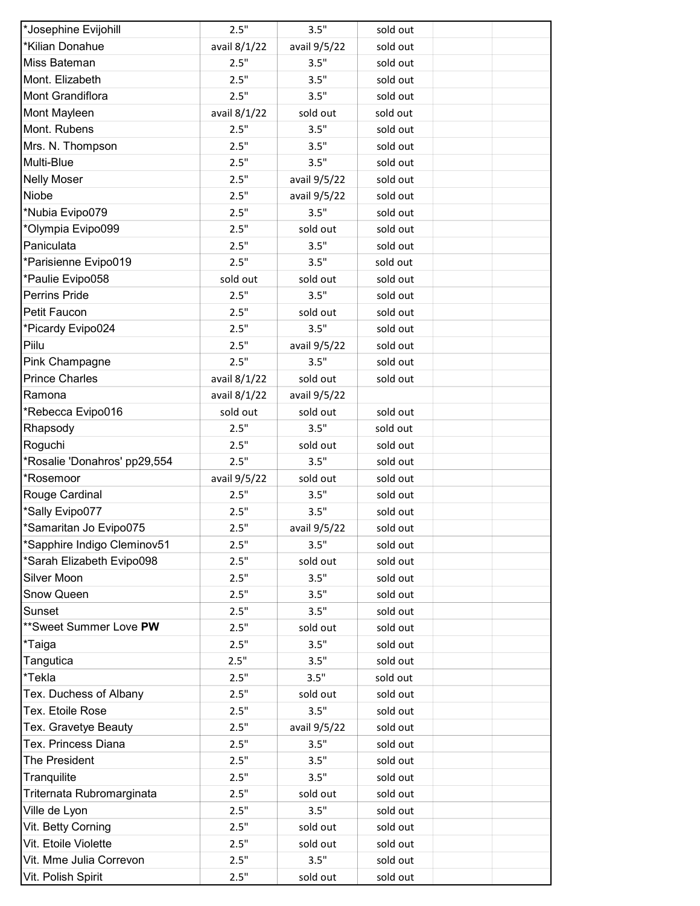| *Josephine Evijohill | 2.5" | 3.5" | sold out | | |
|---|---|---|---|---|---|
| *Kilian Donahue | avail 8/1/22 | avail 9/5/22 | sold out | | |
| Miss Bateman | 2.5" | 3.5" | sold out | | |
| Mont. Elizabeth | 2.5" | 3.5" | sold out | | |
| Mont Grandiflora | 2.5" | 3.5" | sold out | | |
| Mont Mayleen | avail 8/1/22 | sold out | sold out | | |
| Mont. Rubens | 2.5" | 3.5" | sold out | | |
| Mrs. N. Thompson | 2.5" | 3.5" | sold out | | |
| Multi-Blue | 2.5" | 3.5" | sold out | | |
| Nelly Moser | 2.5" | avail 9/5/22 | sold out | | |
| Niobe | 2.5" | avail 9/5/22 | sold out | | |
| *Nubia Evipo079 | 2.5" | 3.5" | sold out | | |
| *Olympia Evipo099 | 2.5" | sold out | sold out | | |
| Paniculata | 2.5" | 3.5" | sold out | | |
| *Parisienne Evipo019 | 2.5" | 3.5" | sold out | | |
| *Paulie Evipo058 | sold out | sold out | sold out | | |
| Perrins Pride | 2.5" | 3.5" | sold out | | |
| Petit Faucon | 2.5" | sold out | sold out | | |
| *Picardy Evipo024 | 2.5" | 3.5" | sold out | | |
| Piilu | 2.5" | avail 9/5/22 | sold out | | |
| Pink Champagne | 2.5" | 3.5" | sold out | | |
| Prince Charles | avail 8/1/22 | sold out | sold out | | |
| Ramona | avail 8/1/22 | avail 9/5/22 | | | |
| *Rebecca Evipo016 | sold out | sold out | sold out | | |
| Rhapsody | 2.5" | 3.5" | sold out | | |
| Roguchi | 2.5" | sold out | sold out | | |
| *Rosalie 'Donahros' pp29,554 | 2.5" | 3.5" | sold out | | |
| *Rosemoor | avail 9/5/22 | sold out | sold out | | |
| Rouge Cardinal | 2.5" | 3.5" | sold out | | |
| *Sally Evipo077 | 2.5" | 3.5" | sold out | | |
| *Samaritan Jo Evipo075 | 2.5" | avail 9/5/22 | sold out | | |
| *Sapphire Indigo Cleminov51 | 2.5" | 3.5" | sold out | | |
| *Sarah Elizabeth Evipo098 | 2.5" | sold out | sold out | | |
| Silver Moon | 2.5" | 3.5" | sold out | | |
| Snow Queen | 2.5" | 3.5" | sold out | | |
| Sunset | 2.5" | 3.5" | sold out | | |
| **Sweet Summer Love **PW** | 2.5" | sold out | sold out | | |
| *Taiga | 2.5" | 3.5" | sold out | | |
| Tangutica | 2.5" | 3.5" | sold out | | |
| *Tekla | 2.5" | 3.5" | sold out | | |
| Tex. Duchess of Albany | 2.5" | sold out | sold out | | |
| Tex. Etoile Rose | 2.5" | 3.5" | sold out | | |
| Tex. Gravetye Beauty | 2.5" | avail 9/5/22 | sold out | | |
| Tex. Princess Diana | 2.5" | 3.5" | sold out | | |
| The President | 2.5" | 3.5" | sold out | | |
| Tranquilite | 2.5" | 3.5" | sold out | | |
| Triternata Rubromarginata | 2.5" | sold out | sold out | | |
| Ville de Lyon | 2.5" | 3.5" | sold out | | |
| Vit. Betty Corning | 2.5" | sold out | sold out | | |
| Vit. Etoile Violette | 2.5" | sold out | sold out | | |
| Vit. Mme Julia Correvon | 2.5" | 3.5" | sold out | | |
| Vit. Polish Spirit | 2.5" | sold out | sold out | | |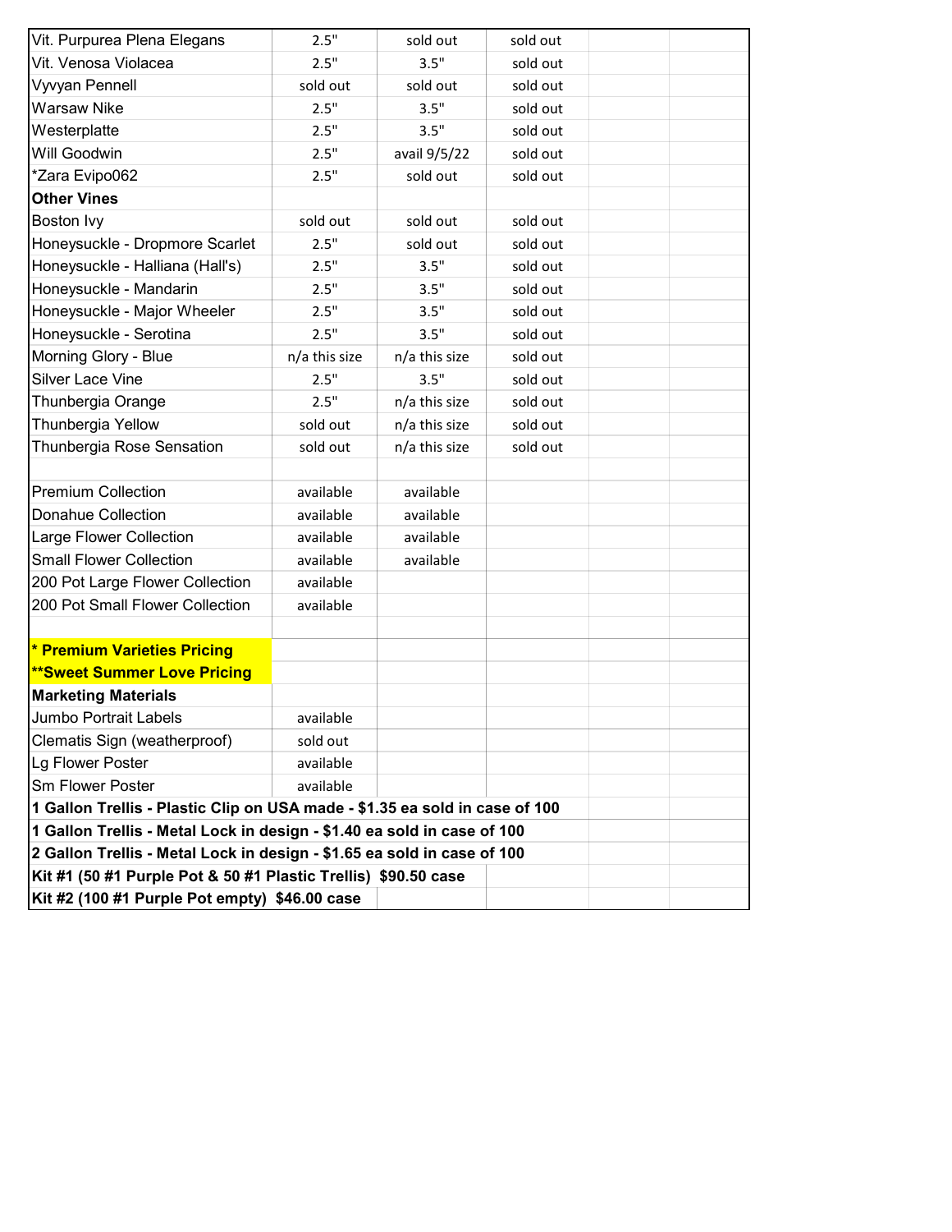| | | | | | |
|---|---|---|---|---|---|
| Vit. Purpurea Plena Elegans | 2.5" | sold out | sold out | | |
| Vit. Venosa Violacea | 2.5" | 3.5" | sold out | | |
| Vyvyan Pennell | sold out | sold out | sold out | | |
| Warsaw Nike | 2.5" | 3.5" | sold out | | |
| Westerplatte | 2.5" | 3.5" | sold out | | |
| Will Goodwin | 2.5" | avail 9/5/22 | sold out | | |
| *Zara Evipo062 | 2.5" | sold out | sold out | | |
| **Other Vines** | | | | | |
| Boston Ivy | sold out | sold out | sold out | | |
| Honeysuckle - Dropmore Scarlet | 2.5" | sold out | sold out | | |
| Honeysuckle - Halliana (Hall's) | 2.5" | 3.5" | sold out | | |
| Honeysuckle - Mandarin | 2.5" | 3.5" | sold out | | |
| Honeysuckle - Major Wheeler | 2.5" | 3.5" | sold out | | |
| Honeysuckle - Serotina | 2.5" | 3.5" | sold out | | |
| Morning Glory - Blue | n/a this size | n/a this size | sold out | | |
| Silver Lace Vine | 2.5" | 3.5" | sold out | | |
| Thunbergia Orange | 2.5" | n/a this size | sold out | | |
| Thunbergia Yellow | sold out | n/a this size | sold out | | |
| Thunbergia Rose Sensation | sold out | n/a this size | sold out | | |
| | | | | | |
| Premium Collection | available | available | | | |
| Donahue Collection | available | available | | | |
| Large Flower Collection | available | available | | | |
| Small Flower Collection | available | available | | | |
| 200 Pot Large Flower Collection | available | | | | |
| 200 Pot Small Flower Collection | available | | | | |
| | | | | | |
| **\* Premium Varieties Pricing** | | | | | |
| **\*\*Sweet Summer Love Pricing** | | | | | |
| **Marketing Materials** | | | | | |
| Jumbo Portrait Labels | available | | | | |
| Clematis Sign (weatherproof) | sold out | | | | |
| Lg Flower Poster | available | | | | |
| Sm Flower Poster | available | | | | |
| **1 Gallon Trellis - Plastic Clip on USA made - $1.35 ea sold in case of 100** | | | | | |
| **1 Gallon Trellis - Metal Lock in design - $1.40 ea sold in case of 100** | | | | | |
| **2 Gallon Trellis - Metal Lock in design - $1.65 ea sold in case of 100** | | | | | |
| **Kit #1 (50 #1 Purple Pot & 50 #1 Plastic Trellis) $90.50 case** | | | | | |
| **Kit #2 (100 #1 Purple Pot empty) $46.00 case** | | | | | |